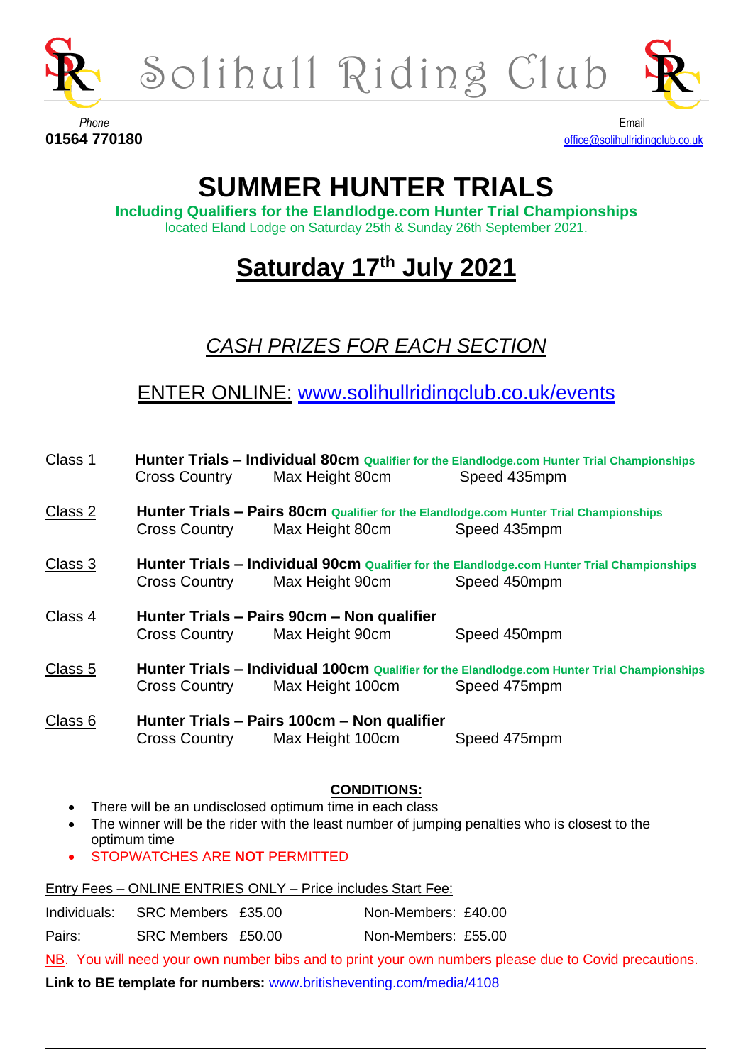# Solihull Riding Club

*Phone*
**01564 770180**

Email
office@solihullridingclub.co.uk

# SUMMER HUNTER TRIALS

**Including Qualifiers for the Elandlodge.com Hunter Trial Championships**
located Eland Lodge on Saturday 25th & Sunday 26th September 2021.

## Saturday 17th July 2021

*CASH PRIZES FOR EACH SECTION*

ENTER ONLINE: www.solihullridingclub.co.uk/events

Class 1 — **Hunter Trials – Individual 80cm** **Qualifier for the Elandlodge.com Hunter Trial Championships**
Cross Country    Max Height 80cm    Speed 435mpm

Class 2 — **Hunter Trials – Pairs 80cm** **Qualifier for the Elandlodge.com Hunter Trial Championships**
Cross Country    Max Height 80cm    Speed 435mpm

Class 3 — **Hunter Trials – Individual 90cm** **Qualifier for the Elandlodge.com Hunter Trial Championships**
Cross Country    Max Height 90cm    Speed 450mpm

Class 4 — **Hunter Trials – Pairs 90cm – Non qualifier**
Cross Country    Max Height 90cm    Speed 450mpm

Class 5 — **Hunter Trials – Individual 100cm** **Qualifier for the Elandlodge.com Hunter Trial Championships**
Cross Country    Max Height 100cm    Speed 475mpm

Class 6 — **Hunter Trials – Pairs 100cm – Non qualifier**
Cross Country    Max Height 100cm    Speed 475mpm

**CONDITIONS:**

- There will be an undisclosed optimum time in each class
- The winner will be the rider with the least number of jumping penalties who is closest to the optimum time
- STOPWATCHES ARE **NOT** PERMITTED

Entry Fees – ONLINE ENTRIES ONLY – Price includes Start Fee:

| | | | |
|---|---|---|---|
| Individuals: | SRC Members £35.00 | Non-Members: | £40.00 |
| Pairs: | SRC Members £50.00 | Non-Members: | £55.00 |

NB. You will need your own number bibs and to print your own numbers please due to Covid precautions.

**Link to BE template for numbers:** www.britisheventing.com/media/4108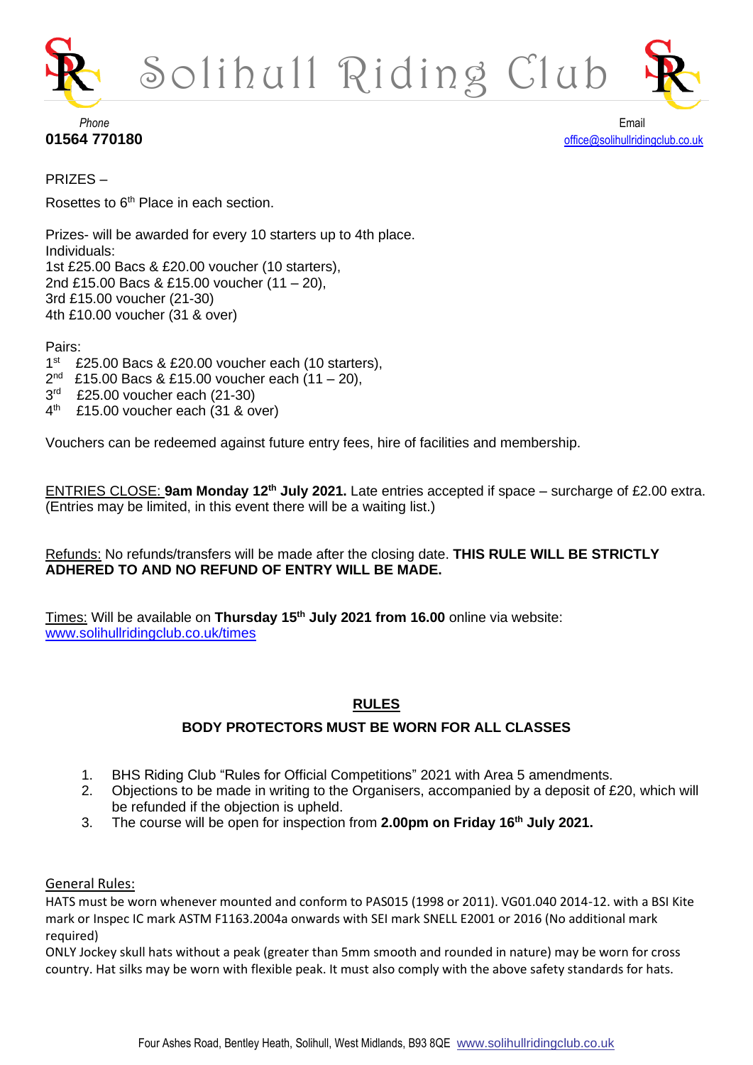PRIZES –

Rosettes to 6th Place in each section.

Prizes- will be awarded for every 10 starters up to 4th place.
Individuals:
1st £25.00 Bacs & £20.00 voucher (10 starters),
2nd £15.00 Bacs & £15.00 voucher (11 – 20),
3rd £15.00 voucher (21-30)
4th £10.00 voucher (31 & over)

Pairs:
1st £25.00 Bacs & £20.00 voucher each (10 starters),
2nd £15.00 Bacs & £15.00 voucher each (11 – 20),
3rd £25.00 voucher each (21-30)
4th £15.00 voucher each (31 & over)

Vouchers can be redeemed against future entry fees, hire of facilities and membership.

ENTRIES CLOSE: **9am Monday 12th July 2021.** Late entries accepted if space – surcharge of £2.00 extra. (Entries may be limited, in this event there will be a waiting list.)

Refunds: No refunds/transfers will be made after the closing date. **THIS RULE WILL BE STRICTLY ADHERED TO AND NO REFUND OF ENTRY WILL BE MADE.**

Times: Will be available on **Thursday 15th July 2021 from 16.00** online via website: www.solihullridingclub.co.uk/times

## RULES

**BODY PROTECTORS MUST BE WORN FOR ALL CLASSES**

1. BHS Riding Club "Rules for Official Competitions" 2021 with Area 5 amendments.
2. Objections to be made in writing to the Organisers, accompanied by a deposit of £20, which will be refunded if the objection is upheld.
3. The course will be open for inspection from **2.00pm on Friday 16th July 2021.**

General Rules:

HATS must be worn whenever mounted and conform to PAS015 (1998 or 2011). VG01.040 2014-12. with a BSI Kite mark or Inspec IC mark ASTM F1163.2004a onwards with SEI mark SNELL E2001 or 2016 (No additional mark required)

ONLY Jockey skull hats without a peak (greater than 5mm smooth and rounded in nature) may be worn for cross country. Hat silks may be worn with flexible peak. It must also comply with the above safety standards for hats.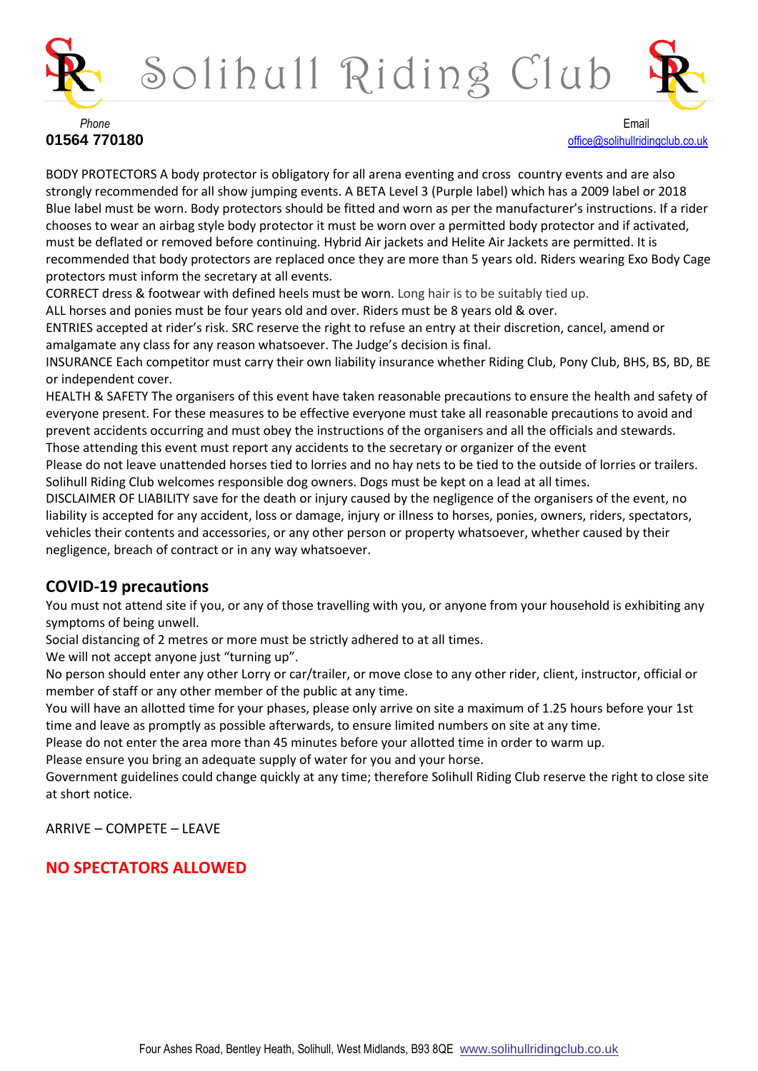BODY PROTECTORS A body protector is obligatory for all arena eventing and cross country events and are also strongly recommended for all show jumping events. A BETA Level 3 (Purple label) which has a 2009 label or 2018 Blue label must be worn. Body protectors should be fitted and worn as per the manufacturer's instructions. If a rider chooses to wear an airbag style body protector it must be worn over a permitted body protector and if activated, must be deflated or removed before continuing. Hybrid Air jackets and Helite Air Jackets are permitted. It is recommended that body protectors are replaced once they are more than 5 years old. Riders wearing Exo Body Cage protectors must inform the secretary at all events.

CORRECT dress & footwear with defined heels must be worn. Long hair is to be suitably tied up.

ALL horses and ponies must be four years old and over. Riders must be 8 years old & over.

ENTRIES accepted at rider's risk. SRC reserve the right to refuse an entry at their discretion, cancel, amend or amalgamate any class for any reason whatsoever. The Judge's decision is final.

INSURANCE Each competitor must carry their own liability insurance whether Riding Club, Pony Club, BHS, BS, BD, BE or independent cover.

HEALTH & SAFETY The organisers of this event have taken reasonable precautions to ensure the health and safety of everyone present. For these measures to be effective everyone must take all reasonable precautions to avoid and prevent accidents occurring and must obey the instructions of the organisers and all the officials and stewards.

Those attending this event must report any accidents to the secretary or organizer of the event

Please do not leave unattended horses tied to lorries and no hay nets to be tied to the outside of lorries or trailers.

Solihull Riding Club welcomes responsible dog owners. Dogs must be kept on a lead at all times.

DISCLAIMER OF LIABILITY save for the death or injury caused by the negligence of the organisers of the event, no liability is accepted for any accident, loss or damage, injury or illness to horses, ponies, owners, riders, spectators, vehicles their contents and accessories, or any other person or property whatsoever, whether caused by their negligence, breach of contract or in any way whatsoever.

## COVID-19 precautions

You must not attend site if you, or any of those travelling with you, or anyone from your household is exhibiting any symptoms of being unwell.

Social distancing of 2 metres or more must be strictly adhered to at all times.

We will not accept anyone just "turning up".

No person should enter any other Lorry or car/trailer, or move close to any other rider, client, instructor, official or member of staff or any other member of the public at any time.

You will have an allotted time for your phases, please only arrive on site a maximum of 1.25 hours before your 1st time and leave as promptly as possible afterwards, to ensure limited numbers on site at any time.

Please do not enter the area more than 45 minutes before your allotted time in order to warm up.

Please ensure you bring an adequate supply of water for you and your horse.

Government guidelines could change quickly at any time; therefore Solihull Riding Club reserve the right to close site at short notice.

ARRIVE – COMPETE – LEAVE

**NO SPECTATORS ALLOWED**